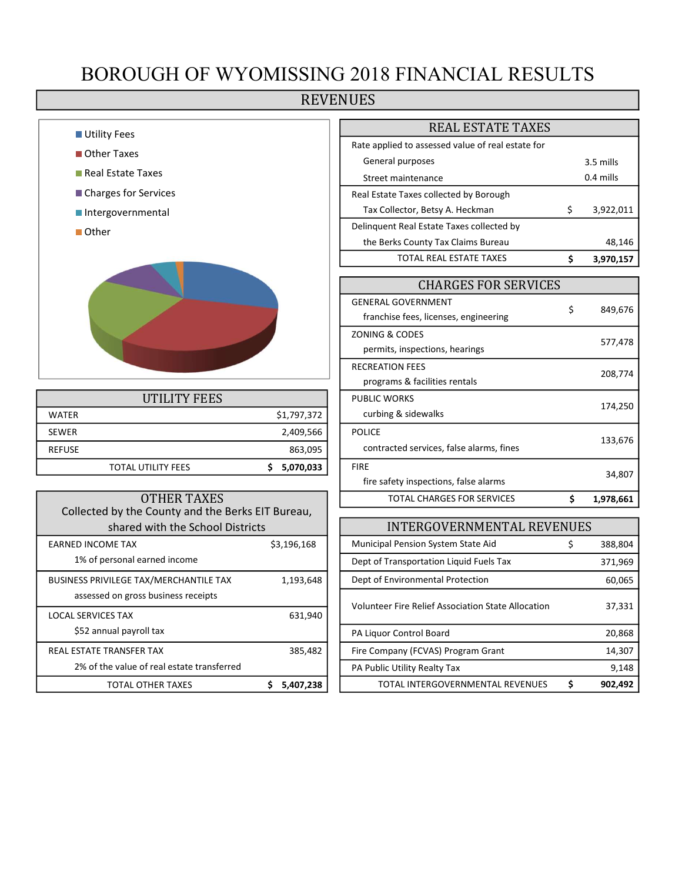# BOROUGH OF WYOMISSING 2018 FINANCIAL RESULTS

## REVENUES

- Utility Fees
- Other Taxes
- Real Estate Taxes
- Charges for Services
- Intergovernmental
- Other

### UTILITY FEES

| | |
|---|---|
| WATER | $1,797,372 |
| SEWER | 2,409,566 |
| REFUSE | 863,095 |
| **TOTAL UTILITY FEES** | **$ 5,070,033** |

### OTHER TAXES

Collected by the County and the Berks EIT Bureau, shared with the School Districts

| | |
|---|---|
| EARNED INCOME TAX<br>1% of personal earned income | $3,196,168 |
| BUSINESS PRIVILEGE TAX/MERCHANTILE TAX<br>assessed on gross business receipts | 1,193,648 |
| LOCAL SERVICES TAX<br>$52 annual payroll tax | 631,940 |
| REAL ESTATE TRANSFER TAX<br>2% of the value of real estate transferred | 385,482 |
| **TOTAL OTHER TAXES** | **$ 5,407,238** |

### REAL ESTATE TAXES

| | |
|---|---|
| Rate applied to assessed value of real estate for | |
| General purposes | 3.5 mills |
| Street maintenance | 0.4 mills |
| Real Estate Taxes collected by Borough Tax Collector, Betsy A. Heckman | $ 3,922,011 |
| Delinquent Real Estate Taxes collected by the Berks County Tax Claims Bureau | 48,146 |
| **TOTAL REAL ESTATE TAXES** | **$ 3,970,157** |

### CHARGES FOR SERVICES

| | |
|---|---|
| GENERAL GOVERNMENT<br>franchise fees, licenses, engineering | $ 849,676 |
| ZONING & CODES<br>permits, inspections, hearings | 577,478 |
| RECREATION FEES<br>programs & facilities rentals | 208,774 |
| PUBLIC WORKS<br>curbing & sidewalks | 174,250 |
| POLICE<br>contracted services, false alarms, fines | 133,676 |
| FIRE<br>fire safety inspections, false alarms | 34,807 |
| **TOTAL CHARGES FOR SERVICES** | **$ 1,978,661** |

### INTERGOVERNMENTAL REVENUES

| | |
|---|---|
| Municipal Pension System State Aid | $ 388,804 |
| Dept of Transportation Liquid Fuels Tax | 371,969 |
| Dept of Environmental Protection | 60,065 |
| Volunteer Fire Relief Association State Allocation | 37,331 |
| PA Liquor Control Board | 20,868 |
| Fire Company (FCVAS) Program Grant | 14,307 |
| PA Public Utility Realty Tax | 9,148 |
| **TOTAL INTERGOVERNMENTAL REVENUES** | **$ 902,492** |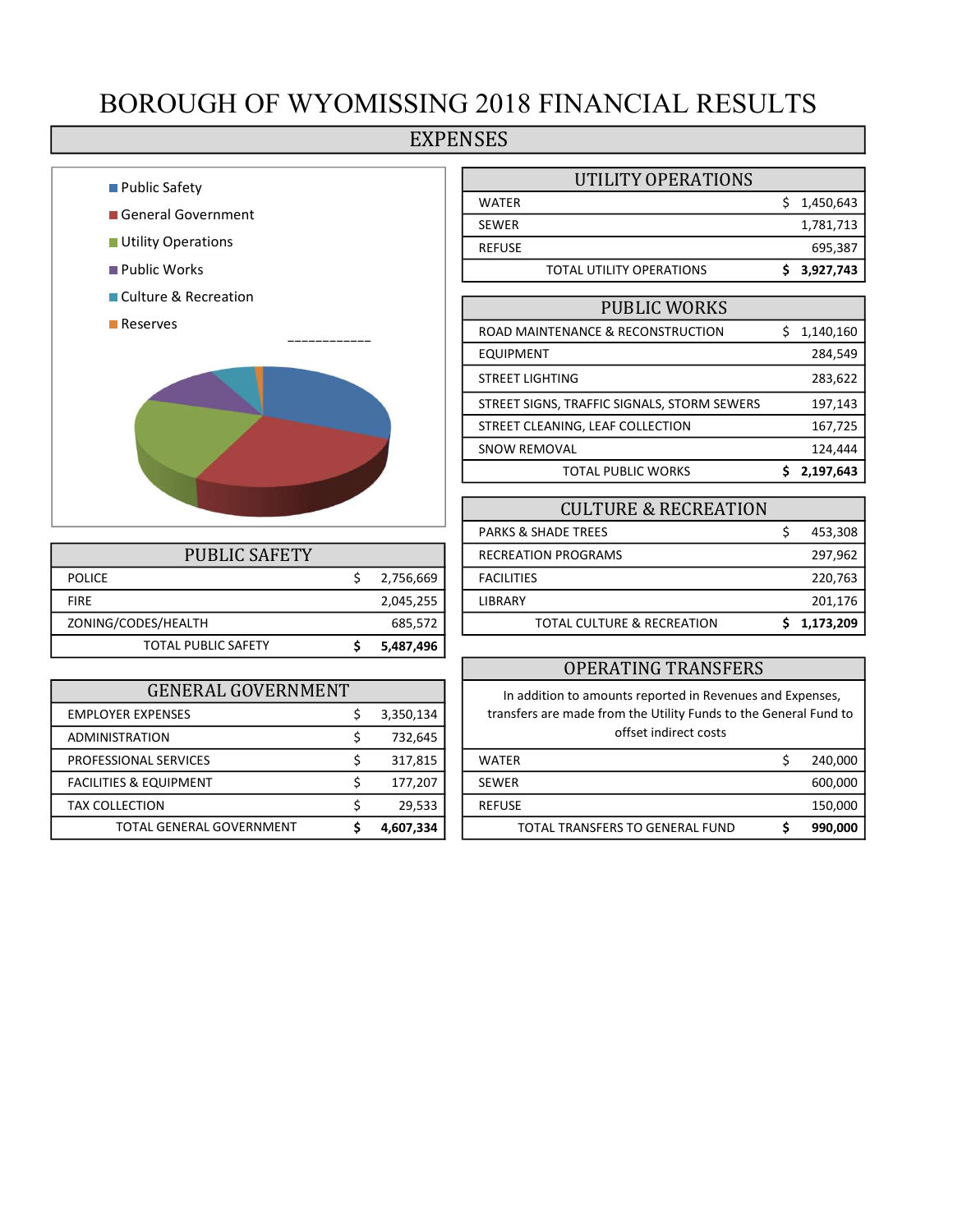# BOROUGH OF WYOMISSING 2018 FINANCIAL RESULTS

## EXPENSES

Public Safety
General Government
Utility Operations
Public Works
Culture & Recreation
Reserves

| PUBLIC SAFETY | | |
|---|---|---|
| POLICE | $ | 2,756,669 |
| FIRE | | 2,045,255 |
| ZONING/CODES/HEALTH | | 685,572 |
| **TOTAL PUBLIC SAFETY** | **$** | **5,487,496** |

| GENERAL GOVERNMENT | | |
|---|---|---|
| EMPLOYER EXPENSES | $ | 3,350,134 |
| ADMINISTRATION | $ | 732,645 |
| PROFESSIONAL SERVICES | $ | 317,815 |
| FACILITIES & EQUIPMENT | $ | 177,207 |
| TAX COLLECTION | $ | 29,533 |
| **TOTAL GENERAL GOVERNMENT** | **$** | **4,607,334** |

| UTILITY OPERATIONS | | |
|---|---|---|
| WATER | $ | 1,450,643 |
| SEWER | | 1,781,713 |
| REFUSE | | 695,387 |
| **TOTAL UTILITY OPERATIONS** | **$** | **3,927,743** |

| PUBLIC WORKS | | |
|---|---|---|
| ROAD MAINTENANCE & RECONSTRUCTION | $ | 1,140,160 |
| EQUIPMENT | | 284,549 |
| STREET LIGHTING | | 283,622 |
| STREET SIGNS, TRAFFIC SIGNALS, STORM SEWERS | | 197,143 |
| STREET CLEANING, LEAF COLLECTION | | 167,725 |
| SNOW REMOVAL | | 124,444 |
| **TOTAL PUBLIC WORKS** | **$** | **2,197,643** |

| CULTURE & RECREATION | | |
|---|---|---|
| PARKS & SHADE TREES | $ | 453,308 |
| RECREATION PROGRAMS | | 297,962 |
| FACILITIES | | 220,763 |
| LIBRARY | | 201,176 |
| **TOTAL CULTURE & RECREATION** | **$** | **1,173,209** |

### OPERATING TRANSFERS

In addition to amounts reported in Revenues and Expenses, transfers are made from the Utility Funds to the General Fund to offset indirect costs

| | | |
|---|---|---|
| WATER | $ | 240,000 |
| SEWER | | 600,000 |
| REFUSE | | 150,000 |
| **TOTAL TRANSFERS TO GENERAL FUND** | **$** | **990,000** |